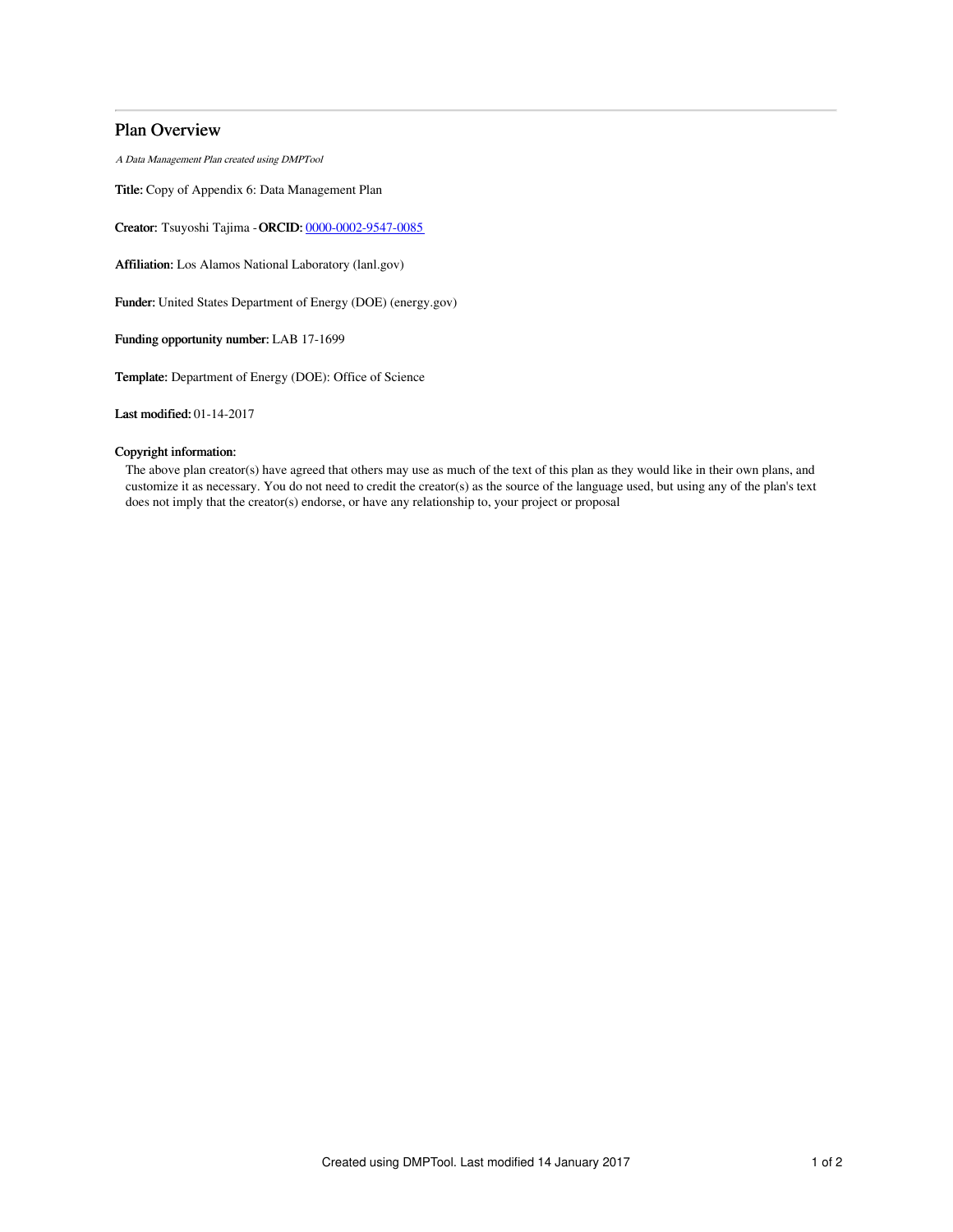# Plan Overview

*A Data Management Plan created using DMPTool*

**Title:** Copy of Appendix 6: Data Management Plan

**Creator:** Tsuyoshi Tajima -**ORCID:** 0000-0002-9547-0085

**Affiliation:** Los Alamos National Laboratory (lanl.gov)

**Funder:** United States Department of Energy (DOE) (energy.gov)

**Funding opportunity number:** LAB 17-1699

**Template:** Department of Energy (DOE): Office of Science

**Last modified:** 01-14-2017

**Copyright information:**

The above plan creator(s) have agreed that others may use as much of the text of this plan as they would like in their own plans, and customize it as necessary. You do not need to credit the creator(s) as the source of the language used, but using any of the plan's text does not imply that the creator(s) endorse, or have any relationship to, your project or proposal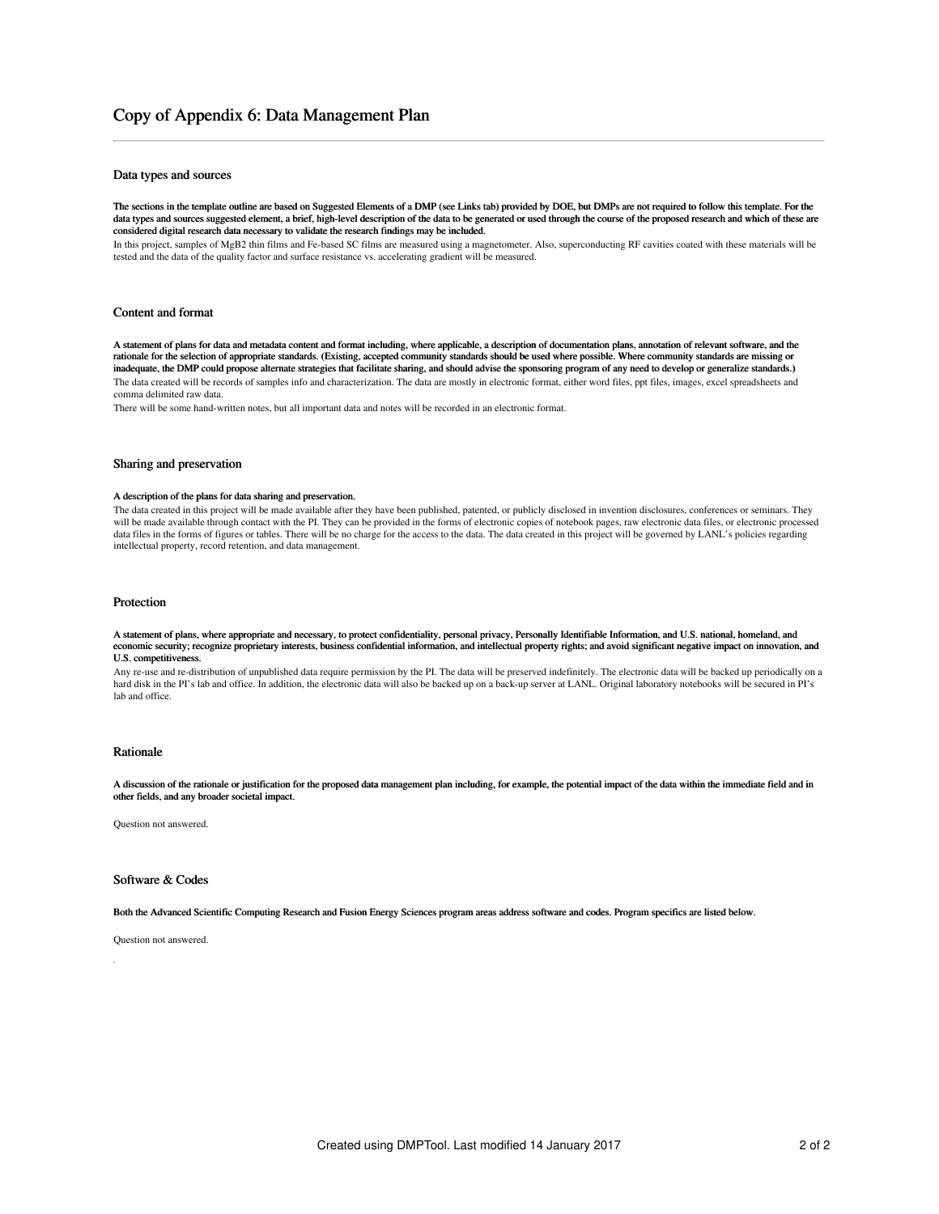# Copy of Appendix 6: Data Management Plan

## Data types and sources

**The sections in the template outline are based on Suggested Elements of a DMP (see Links tab) provided by DOE, but DMPs are not required to follow this template. For the data types and sources suggested element, a brief, high-level description of the data to be generated or used through the course of the proposed research and which of these are considered digital research data necessary to validate the research findings may be included.**

In this project, samples of $MgB_2$ thin films and Fe-based SC films are measured using a magnetometer. Also, superconducting RF cavities coated with these materials will be tested and the data of the quality factor and surface resistance vs. accelerating gradient will be measured.

## Content and format

**A statement of plans for data and metadata content and format including, where applicable, a description of documentation plans, annotation of relevant software, and the rationale for the selection of appropriate standards. (Existing, accepted community standards should be used where possible. Where community standards are missing or inadequate, the DMP could propose alternate strategies that facilitate sharing, and should advise the sponsoring program of any need to develop or generalize standards.)**

The data created will be records of samples info and characterization. The data are mostly in electronic format, either word files, ppt files, images, excel spreadsheets and comma delimited raw data.

There will be some hand-written notes, but all important data and notes will be recorded in an electronic format.

## Sharing and preservation

**A description of the plans for data sharing and preservation.**

The data created in this project will be made available after they have been published, patented, or publicly disclosed in invention disclosures, conferences or seminars. They will be made available through contact with the PI. They can be provided in the forms of electronic copies of notebook pages, raw electronic data files, or electronic processed data files in the forms of figures or tables. There will be no charge for the access to the data. The data created in this project will be governed by LANL's policies regarding intellectual property, record retention, and data management.

## Protection

**A statement of plans, where appropriate and necessary, to protect confidentiality, personal privacy, Personally Identifiable Information, and U.S. national, homeland, and economic security; recognize proprietary interests, business confidential information, and intellectual property rights; and avoid significant negative impact on innovation, and U.S. competitiveness.**

Any re-use and re-distribution of unpublished data require permission by the PI. The data will be preserved indefinitely. The electronic data will be backed up periodically on a hard disk in the PI's lab and office. In addition, the electronic data will also be backed up on a back-up server at LANL. Original laboratory notebooks will be secured in PI's lab and office.

## Rationale

**A discussion of the rationale or justification for the proposed data management plan including, for example, the potential impact of the data within the immediate field and in other fields, and any broader societal impact.**

Question not answered.

## Software & Codes

**Both the Advanced Scientific Computing Research and Fusion Energy Sciences program areas address software and codes. Program specifics are listed below.**

Question not answered.